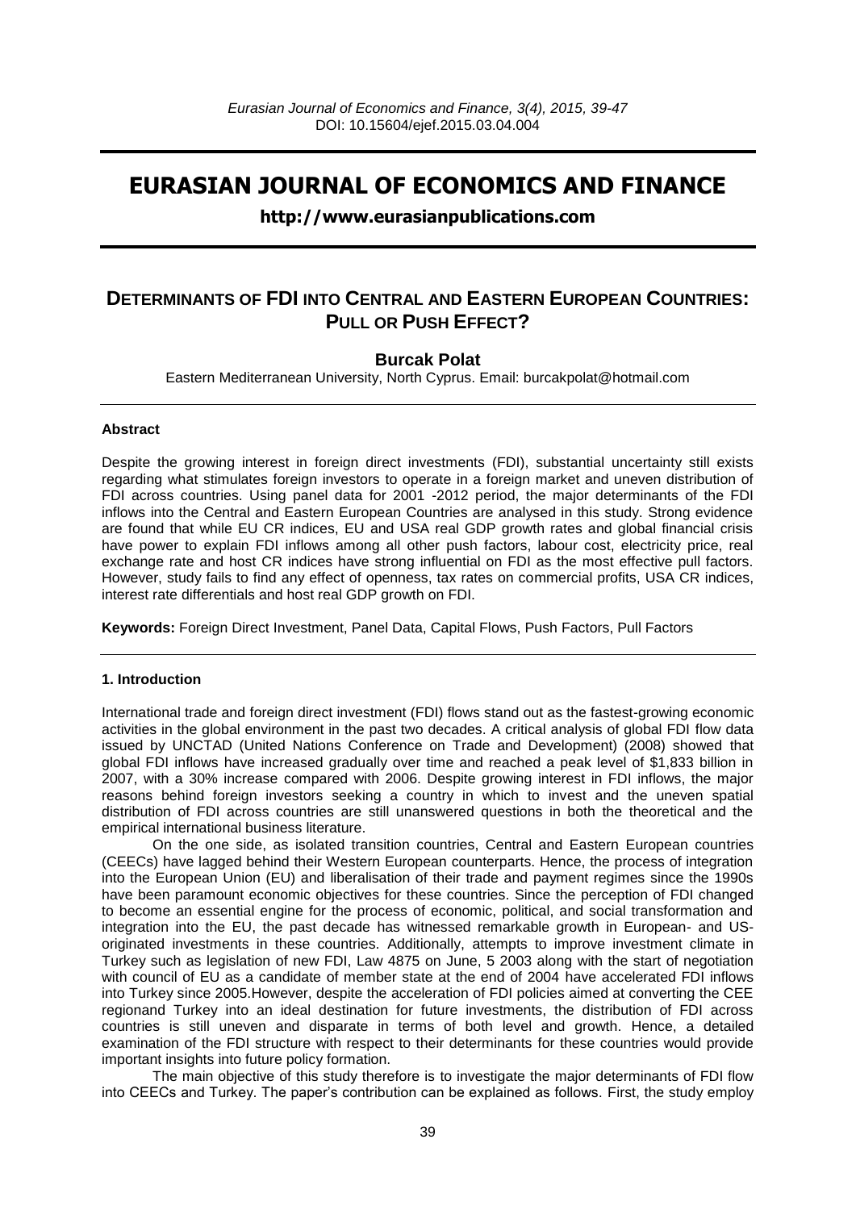# EURASIAN JOURNAL OF ECONOMICS AND FINANCE

**http://www.eurasianpublications.com**

## DETERMINANTS OF FDI INTO CENTRAL AND EASTERN EUROPEAN COUNTRIES: PULL OR PUSH EFFECT?

**Burcak Polat**

Eastern Mediterranean University, North Cyprus. Email: burcakpolat@hotmail.com

### Abstract

Despite the growing interest in foreign direct investments (FDI), substantial uncertainty still exists regarding what stimulates foreign investors to operate in a foreign market and uneven distribution of FDI across countries. Using panel data for 2001 -2012 period, the major determinants of the FDI inflows into the Central and Eastern European Countries are analysed in this study. Strong evidence are found that while EU CR indices, EU and USA real GDP growth rates and global financial crisis have power to explain FDI inflows among all other push factors, labour cost, electricity price, real exchange rate and host CR indices have strong influential on FDI as the most effective pull factors. However, study fails to find any effect of openness, tax rates on commercial profits, USA CR indices, interest rate differentials and host real GDP growth on FDI.

**Keywords:** Foreign Direct Investment, Panel Data, Capital Flows, Push Factors, Pull Factors

### 1. Introduction

International trade and foreign direct investment (FDI) flows stand out as the fastest-growing economic activities in the global environment in the past two decades. A critical analysis of global FDI flow data issued by UNCTAD (United Nations Conference on Trade and Development) (2008) showed that global FDI inflows have increased gradually over time and reached a peak level of \$1,833 billion in 2007, with a 30% increase compared with 2006. Despite growing interest in FDI inflows, the major reasons behind foreign investors seeking a country in which to invest and the uneven spatial distribution of FDI across countries are still unanswered questions in both the theoretical and the empirical international business literature.

On the one side, as isolated transition countries, Central and Eastern European countries (CEECs) have lagged behind their Western European counterparts. Hence, the process of integration into the European Union (EU) and liberalisation of their trade and payment regimes since the 1990s have been paramount economic objectives for these countries. Since the perception of FDI changed to become an essential engine for the process of economic, political, and social transformation and integration into the EU, the past decade has witnessed remarkable growth in European- and US-originated investments in these countries. Additionally, attempts to improve investment climate in Turkey such as legislation of new FDI, Law 4875 on June, 5 2003 along with the start of negotiation with council of EU as a candidate of member state at the end of 2004 have accelerated FDI inflows into Turkey since 2005.However, despite the acceleration of FDI policies aimed at converting the CEE regionand Turkey into an ideal destination for future investments, the distribution of FDI across countries is still uneven and disparate in terms of both level and growth. Hence, a detailed examination of the FDI structure with respect to their determinants for these countries would provide important insights into future policy formation.

The main objective of this study therefore is to investigate the major determinants of FDI flow into CEECs and Turkey. The paper's contribution can be explained as follows. First, the study employ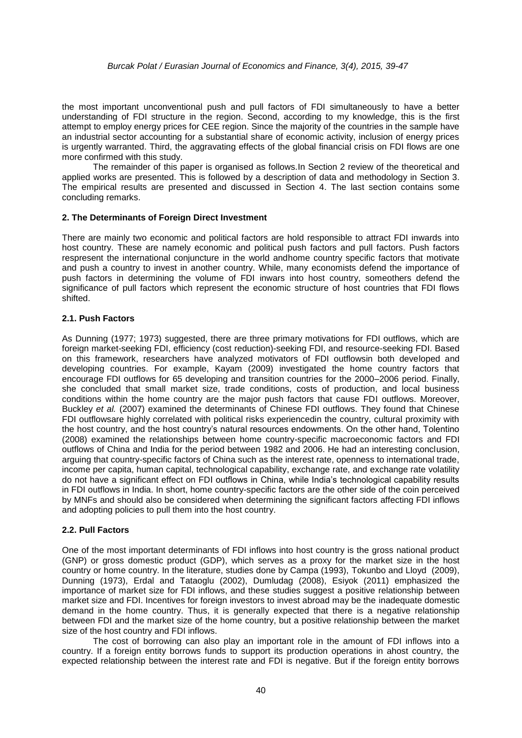the most important unconventional push and pull factors of FDI simultaneously to have a better understanding of FDI structure in the region. Second, according to my knowledge, this is the first attempt to employ energy prices for CEE region. Since the majority of the countries in the sample have an industrial sector accounting for a substantial share of economic activity, inclusion of energy prices is urgently warranted. Third, the aggravating effects of the global financial crisis on FDI flows are one more confirmed with this study.

The remainder of this paper is organised as follows.In Section 2 review of the theoretical and applied works are presented. This is followed by a description of data and methodology in Section 3. The empirical results are presented and discussed in Section 4. The last section contains some concluding remarks.

## 2. The Determinants of Foreign Direct Investment

There are mainly two economic and political factors are hold responsible to attract FDI inwards into host country. These are namely economic and political push factors and pull factors. Push factors respresent the international conjuncture in the world andhome country specific factors that motivate and push a country to invest in another country. While, many economists defend the importance of push factors in determining the volume of FDI inwars into host country, someothers defend the significance of pull factors which represent the economic structure of host countries that FDI flows shifted.

### 2.1. Push Factors

As Dunning (1977; 1973) suggested, there are three primary motivations for FDI outflows, which are foreign market-seeking FDI, efficiency (cost reduction)-seeking FDI, and resource-seeking FDI. Based on this framework, researchers have analyzed motivators of FDI outflowsin both developed and developing countries. For example, Kayam (2009) investigated the home country factors that encourage FDI outflows for 65 developing and transition countries for the 2000–2006 period. Finally, she concluded that small market size, trade conditions, costs of production, and local business conditions within the home country are the major push factors that cause FDI outflows. Moreover, Buckley *et al.* (2007) examined the determinants of Chinese FDI outflows. They found that Chinese FDI outflowsare highly correlated with political risks experiencedin the country, cultural proximity with the host country, and the host country's natural resources endowments. On the other hand, Tolentino (2008) examined the relationships between home country-specific macroeconomic factors and FDI outflows of China and India for the period between 1982 and 2006. He had an interesting conclusion, arguing that country-specific factors of China such as the interest rate, openness to international trade, income per capita, human capital, technological capability, exchange rate, and exchange rate volatility do not have a significant effect on FDI outflows in China, while India's technological capability results in FDI outflows in India. In short, home country-specific factors are the other side of the coin perceived by MNFs and should also be considered when determining the significant factors affecting FDI inflows and adopting policies to pull them into the host country.

### 2.2. Pull Factors

One of the most important determinants of FDI inflows into host country is the gross national product (GNP) or gross domestic product (GDP), which serves as a proxy for the market size in the host country or home country. In the literature, studies done by Campa (1993), Tokunbo and Lloyd (2009), Dunning (1973), Erdal and Tataoglu (2002), Dumludag (2008), Esiyok (2011) emphasized the importance of market size for FDI inflows, and these studies suggest a positive relationship between market size and FDI. Incentives for foreign investors to invest abroad may be the inadequate domestic demand in the home country. Thus, it is generally expected that there is a negative relationship between FDI and the market size of the home country, but a positive relationship between the market size of the host country and FDI inflows.

The cost of borrowing can also play an important role in the amount of FDI inflows into a country. If a foreign entity borrows funds to support its production operations in ahost country, the expected relationship between the interest rate and FDI is negative. But if the foreign entity borrows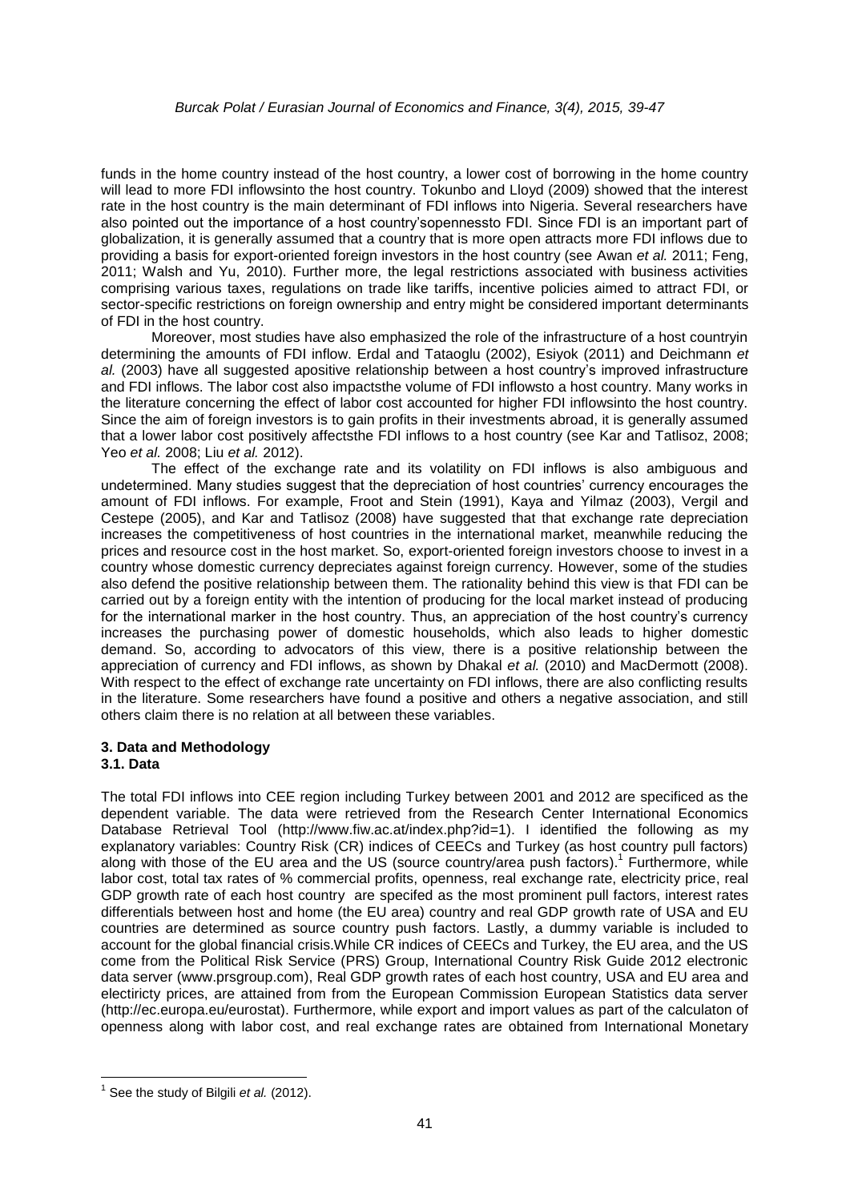funds in the home country instead of the host country, a lower cost of borrowing in the home country will lead to more FDI inflowsinto the host country. Tokunbo and Lloyd (2009) showed that the interest rate in the host country is the main determinant of FDI inflows into Nigeria. Several researchers have also pointed out the importance of a host country'sopennessto FDI. Since FDI is an important part of globalization, it is generally assumed that a country that is more open attracts more FDI inflows due to providing a basis for export-oriented foreign investors in the host country (see Awan *et al.* 2011; Feng, 2011; Walsh and Yu, 2010). Further more, the legal restrictions associated with business activities comprising various taxes, regulations on trade like tariffs, incentive policies aimed to attract FDI, or sector-specific restrictions on foreign ownership and entry might be considered important determinants of FDI in the host country.

Moreover, most studies have also emphasized the role of the infrastructure of a host countryin determining the amounts of FDI inflow. Erdal and Tataoglu (2002), Esiyok (2011) and Deichmann *et al.* (2003) have all suggested apositive relationship between a host country's improved infrastructure and FDI inflows. The labor cost also impactsthe volume of FDI inflowsto a host country. Many works in the literature concerning the effect of labor cost accounted for higher FDI inflowsinto the host country. Since the aim of foreign investors is to gain profits in their investments abroad, it is generally assumed that a lower labor cost positively affectsthe FDI inflows to a host country (see Kar and Tatlisoz, 2008; Yeo *et al.* 2008; Liu *et al.* 2012).

The effect of the exchange rate and its volatility on FDI inflows is also ambiguous and undetermined. Many studies suggest that the depreciation of host countries' currency encourages the amount of FDI inflows. For example, Froot and Stein (1991), Kaya and Yilmaz (2003), Vergil and Cestepe (2005), and Kar and Tatlisoz (2008) have suggested that that exchange rate depreciation increases the competitiveness of host countries in the international market, meanwhile reducing the prices and resource cost in the host market. So, export-oriented foreign investors choose to invest in a country whose domestic currency depreciates against foreign currency. However, some of the studies also defend the positive relationship between them. The rationality behind this view is that FDI can be carried out by a foreign entity with the intention of producing for the local market instead of producing for the international marker in the host country. Thus, an appreciation of the host country's currency increases the purchasing power of domestic households, which also leads to higher domestic demand. So, according to advocators of this view, there is a positive relationship between the appreciation of currency and FDI inflows, as shown by Dhakal *et al.* (2010) and MacDermott (2008). With respect to the effect of exchange rate uncertainty on FDI inflows, there are also conflicting results in the literature. Some researchers have found a positive and others a negative association, and still others claim there is no relation at all between these variables.

## 3. Data and Methodology

### 3.1. Data

The total FDI inflows into CEE region including Turkey between 2001 and 2012 are specificed as the dependent variable. The data were retrieved from the Research Center International Economics Database Retrieval Tool (http://www.fiw.ac.at/index.php?id=1). I identified the following as my explanatory variables: Country Risk (CR) indices of CEECs and Turkey (as host country pull factors) along with those of the EU area and the US (source country/area push factors).[1] Furthermore, while labor cost, total tax rates of % commercial profits, openness, real exchange rate, electricity price, real GDP growth rate of each host country are specifed as the most prominent pull factors, interest rates differentials between host and home (the EU area) country and real GDP growth rate of USA and EU countries are determined as source country push factors. Lastly, a dummy variable is included to account for the global financial crisis.While CR indices of CEECs and Turkey, the EU area, and the US come from the Political Risk Service (PRS) Group, International Country Risk Guide 2012 electronic data server (www.prsgroup.com), Real GDP growth rates of each host country, USA and EU area and electiricty prices, are attained from from the European Commission European Statistics data server (http://ec.europa.eu/eurostat). Furthermore, while export and import values as part of the calculaton of openness along with labor cost, and real exchange rates are obtained from International Monetary

[1] See the study of Bilgili *et al.* (2012).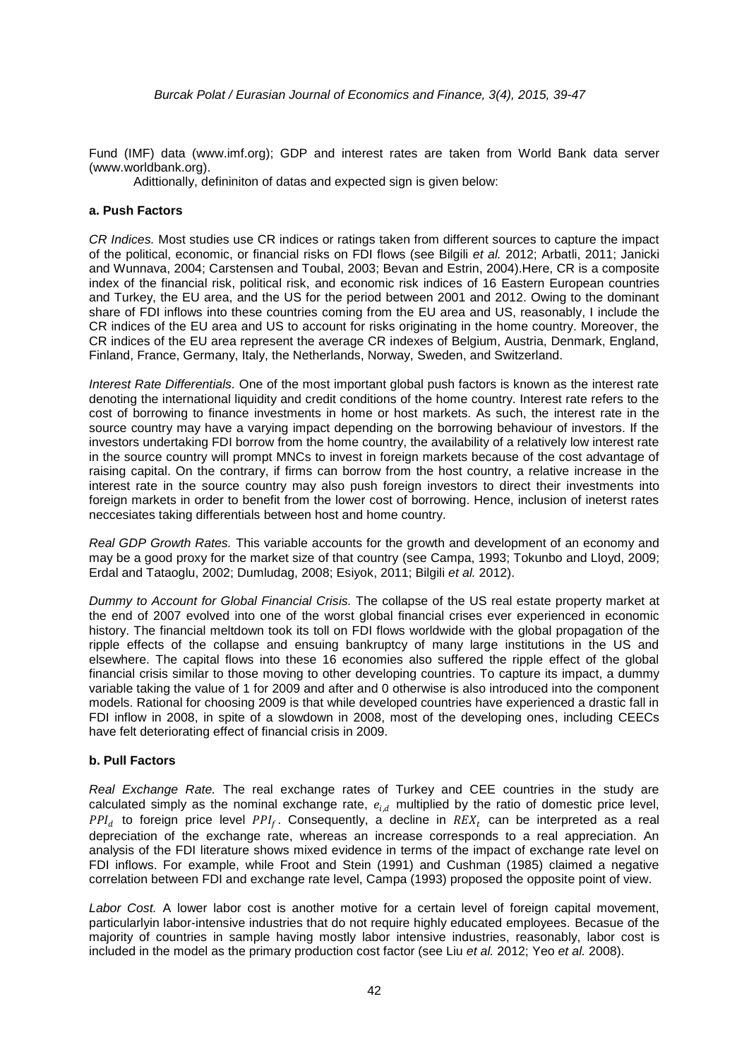Fund (IMF) data (www.imf.org); GDP and interest rates are taken from World Bank data server (www.worldbank.org).

Adittionally, defininiton of datas and expected sign is given below:

### a. Push Factors

*CR Indices.* Most studies use CR indices or ratings taken from different sources to capture the impact of the political, economic, or financial risks on FDI flows (see Bilgili *et al.* 2012; Arbatli, 2011; Janicki and Wunnava, 2004; Carstensen and Toubal, 2003; Bevan and Estrin, 2004).Here, CR is a composite index of the financial risk, political risk, and economic risk indices of 16 Eastern European countries and Turkey, the EU area, and the US for the period between 2001 and 2012. Owing to the dominant share of FDI inflows into these countries coming from the EU area and US, reasonably, I include the CR indices of the EU area and US to account for risks originating in the home country. Moreover, the CR indices of the EU area represent the average CR indexes of Belgium, Austria, Denmark, England, Finland, France, Germany, Italy, the Netherlands, Norway, Sweden, and Switzerland.

*Interest Rate Differentials.* One of the most important global push factors is known as the interest rate denoting the international liquidity and credit conditions of the home country. Interest rate refers to the cost of borrowing to finance investments in home or host markets. As such, the interest rate in the source country may have a varying impact depending on the borrowing behaviour of investors. If the investors undertaking FDI borrow from the home country, the availability of a relatively low interest rate in the source country will prompt MNCs to invest in foreign markets because of the cost advantage of raising capital. On the contrary, if firms can borrow from the host country, a relative increase in the interest rate in the source country may also push foreign investors to direct their investments into foreign markets in order to benefit from the lower cost of borrowing. Hence, inclusion of ineterst rates neccesiates taking differentials between host and home country.

*Real GDP Growth Rates.* This variable accounts for the growth and development of an economy and may be a good proxy for the market size of that country (see Campa, 1993; Tokunbo and Lloyd, 2009; Erdal and Tataoglu, 2002; Dumludag, 2008; Esiyok, 2011; Bilgili *et al.* 2012).

*Dummy to Account for Global Financial Crisis.* The collapse of the US real estate property market at the end of 2007 evolved into one of the worst global financial crises ever experienced in economic history. The financial meltdown took its toll on FDI flows worldwide with the global propagation of the ripple effects of the collapse and ensuing bankruptcy of many large institutions in the US and elsewhere. The capital flows into these 16 economies also suffered the ripple effect of the global financial crisis similar to those moving to other developing countries. To capture its impact, a dummy variable taking the value of 1 for 2009 and after and 0 otherwise is also introduced into the component models. Rational for choosing 2009 is that while developed countries have experienced a drastic fall in FDI inflow in 2008, in spite of a slowdown in 2008, most of the developing ones, including CEECs have felt deteriorating effect of financial crisis in 2009.

### b. Pull Factors

*Real Exchange Rate.* The real exchange rates of Turkey and CEE countries in the study are calculated simply as the nominal exchange rate, $e_{i,d}$ multiplied by the ratio of domestic price level, $PPI_d$ to foreign price level $PPI_f$. Consequently, a decline in $REX_t$ can be interpreted as a real depreciation of the exchange rate, whereas an increase corresponds to a real appreciation. An analysis of the FDI literature shows mixed evidence in terms of the impact of exchange rate level on FDI inflows. For example, while Froot and Stein (1991) and Cushman (1985) claimed a negative correlation between FDI and exchange rate level, Campa (1993) proposed the opposite point of view.

*Labor Cost.* A lower labor cost is another motive for a certain level of foreign capital movement, particularlyin labor-intensive industries that do not require highly educated employees. Becasue of the majority of countries in sample having mostly labor intensive industries, reasonably, labor cost is included in the model as the primary production cost factor (see Liu *et al.* 2012; Yeo *et al.* 2008).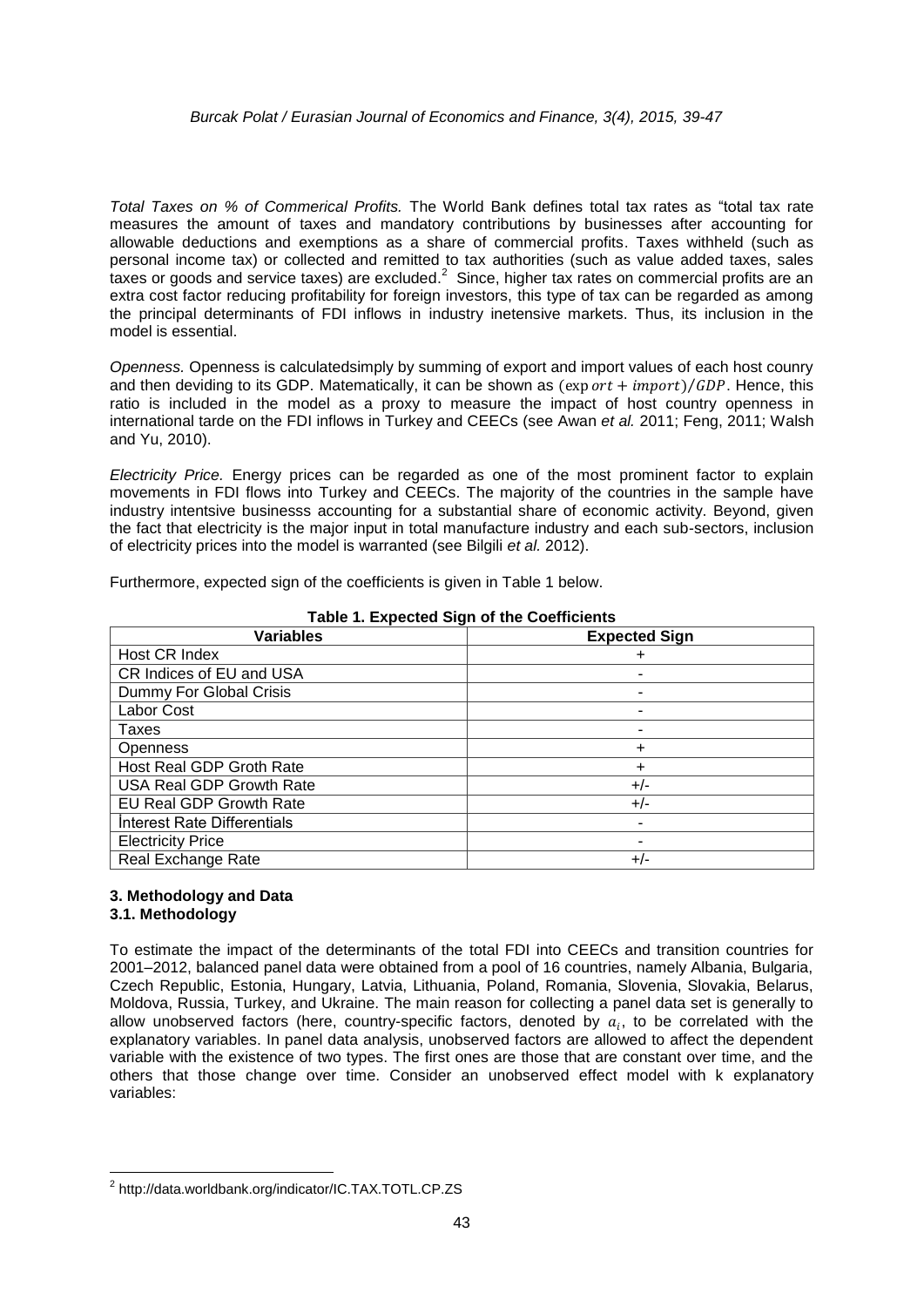*Total Taxes on % of Commerical Profits.* The World Bank defines total tax rates as "total tax rate measures the amount of taxes and mandatory contributions by businesses after accounting for allowable deductions and exemptions as a share of commercial profits. Taxes withheld (such as personal income tax) or collected and remitted to tax authorities (such as value added taxes, sales taxes or goods and service taxes) are excluded.[2] Since, higher tax rates on commercial profits are an extra cost factor reducing profitability for foreign investors, this type of tax can be regarded as among the principal determinants of FDI inflows in industry inetensive markets. Thus, its inclusion in the model is essential.

*Openness.* Openness is calculatedsimply by summing of export and import values of each host counry and then deviding to its GDP. Matematically, it can be shown as $(\exp ort + import)/GDP$. Hence, this ratio is included in the model as a proxy to measure the impact of host country openness in international tarde on the FDI inflows in Turkey and CEECs (see Awan *et al.* 2011; Feng, 2011; Walsh and Yu, 2010).

*Electricity Price.* Energy prices can be regarded as one of the most prominent factor to explain movements in FDI flows into Turkey and CEECs. The majority of the countries in the sample have industry intentsive businesss accounting for a substantial share of economic activity. Beyond, given the fact that electricity is the major input in total manufacture industry and each sub-sectors, inclusion of electricity prices into the model is warranted (see Bilgili *et al.* 2012).

Furthermore, expected sign of the coefficients is given in Table 1 below.

**Table 1. Expected Sign of the Coefficients**

| Variables | Expected Sign |
|---|---|
| Host CR Index | + |
| CR Indices of EU and USA | - |
| Dummy For Global Crisis | - |
| Labor Cost | - |
| Taxes | - |
| Openness | + |
| Host Real GDP Groth Rate | + |
| USA Real GDP Growth Rate | +/- |
| EU Real GDP Growth Rate | +/- |
| İnterest Rate Differentials | - |
| Electricity Price | - |
| Real Exchange Rate | +/- |

### 3. Methodology and Data

### 3.1. Methodology

To estimate the impact of the determinants of the total FDI into CEECs and transition countries for 2001–2012, balanced panel data were obtained from a pool of 16 countries, namely Albania, Bulgaria, Czech Republic, Estonia, Hungary, Latvia, Lithuania, Poland, Romania, Slovenia, Slovakia, Belarus, Moldova, Russia, Turkey, and Ukraine. The main reason for collecting a panel data set is generally to allow unobserved factors (here, country-specific factors, denoted by $a_i$, to be correlated with the explanatory variables. In panel data analysis, unobserved factors are allowed to affect the dependent variable with the existence of two types. The first ones are those that are constant over time, and the others that those change over time. Consider an unobserved effect model with k explanatory variables:

---

[2] http://data.worldbank.org/indicator/IC.TAX.TOTL.CP.ZS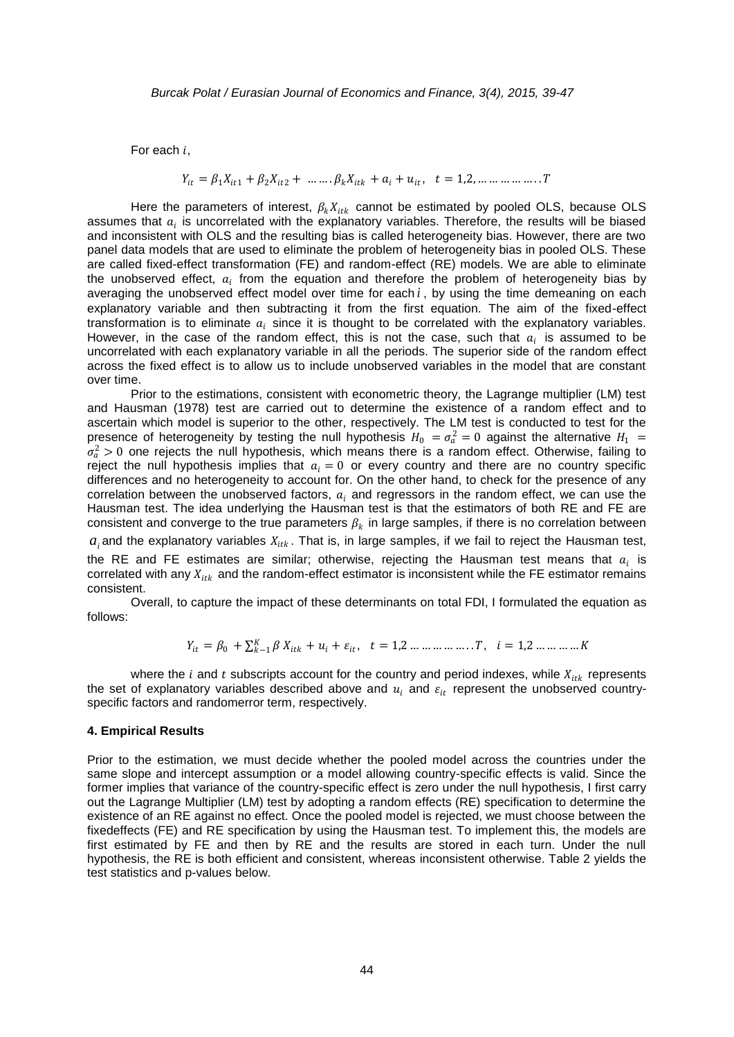For each $i$,

$$Y_{it} = \beta_1 X_{it1} + \beta_2 X_{it2} + \ldots\ldots.\beta_k X_{itk} + a_i + u_{it}, \quad t = 1,2,\ldots\ldots\ldots\ldots..T$$

Here the parameters of interest, $\beta_k X_{itk}$ cannot be estimated by pooled OLS, because OLS assumes that $a_i$ is uncorrelated with the explanatory variables. Therefore, the results will be biased and inconsistent with OLS and the resulting bias is called heterogeneity bias. However, there are two panel data models that are used to eliminate the problem of heterogeneity bias in pooled OLS. These are called fixed-effect transformation (FE) and random-effect (RE) models. We are able to eliminate the unobserved effect, $a_i$ from the equation and therefore the problem of heterogeneity bias by averaging the unobserved effect model over time for each $i$, by using the time demeaning on each explanatory variable and then subtracting it from the first equation. The aim of the fixed-effect transformation is to eliminate $a_i$ since it is thought to be correlated with the explanatory variables. However, in the case of the random effect, this is not the case, such that $a_i$ is assumed to be uncorrelated with each explanatory variable in all the periods. The superior side of the random effect across the fixed effect is to allow us to include unobserved variables in the model that are constant over time.

Prior to the estimations, consistent with econometric theory, the Lagrange multiplier (LM) test and Hausman (1978) test are carried out to determine the existence of a random effect and to ascertain which model is superior to the other, respectively. The LM test is conducted to test for the presence of heterogeneity by testing the null hypothesis $H_0 = \sigma_a^2 = 0$ against the alternative $H_1 = \sigma_a^2 > 0$ one rejects the null hypothesis, which means there is a random effect. Otherwise, failing to reject the null hypothesis implies that $a_i = 0$ or every country and there are no country specific differences and no heterogeneity to account for. On the other hand, to check for the presence of any correlation between the unobserved factors, $a_i$ and regressors in the random effect, we can use the Hausman test. The idea underlying the Hausman test is that the estimators of both RE and FE are consistent and converge to the true parameters $\beta_k$ in large samples, if there is no correlation between $a_i$ and the explanatory variables $X_{itk}$. That is, in large samples, if we fail to reject the Hausman test, the RE and FE estimates are similar; otherwise, rejecting the Hausman test means that $a_i$ is correlated with any $X_{itk}$ and the random-effect estimator is inconsistent while the FE estimator remains consistent.

Overall, to capture the impact of these determinants on total FDI, I formulated the equation as follows:

$$Y_{it} = \beta_0 + \sum_{k-1}^{K} \beta\, X_{itk} + u_i + \varepsilon_{it}, \quad t = 1,2\ldots\ldots\ldots\ldots..T, \quad i = 1,2\ldots\ldots\ldots\ldots K$$

where the $i$ and $t$ subscripts account for the country and period indexes, while $X_{itk}$ represents the set of explanatory variables described above and $u_i$ and $\varepsilon_{it}$ represent the unobserved country-specific factors and randomerror term, respectively.

#### 4. Empirical Results

Prior to the estimation, we must decide whether the pooled model across the countries under the same slope and intercept assumption or a model allowing country-specific effects is valid. Since the former implies that variance of the country-specific effect is zero under the null hypothesis, I first carry out the Lagrange Multiplier (LM) test by adopting a random effects (RE) specification to determine the existence of an RE against no effect. Once the pooled model is rejected, we must choose between the fixedeffects (FE) and RE specification by using the Hausman test. To implement this, the models are first estimated by FE and then by RE and the results are stored in each turn. Under the null hypothesis, the RE is both efficient and consistent, whereas inconsistent otherwise. Table 2 yields the test statistics and p-values below.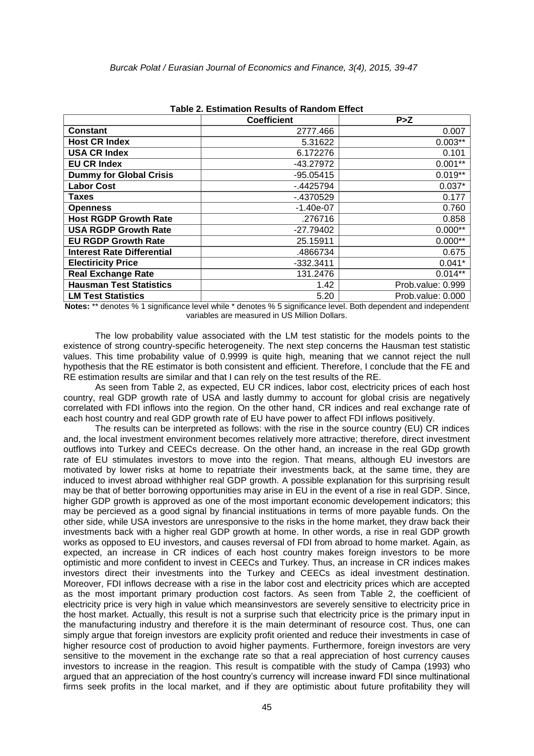**Table 2. Estimation Results of Random Effect**

| | Coefficient | P>Z |
|---|---|---|
| **Constant** | 2777.466 | 0.007 |
| **Host CR Index** | 5.31622 | 0.003** |
| **USA CR Index** | 6.172276 | 0.101 |
| **EU CR Index** | -43.27972 | 0.001** |
| **Dummy for Global Crisis** | -95.05415 | 0.019** |
| **Labor Cost** | -.4425794 | 0.037* |
| **Taxes** | -.4370529 | 0.177 |
| **Openness** | -1.40e-07 | 0.760 |
| **Host RGDP Growth Rate** | .276716 | 0.858 |
| **USA RGDP Growth Rate** | -27.79402 | 0.000** |
| **EU RGDP Growth Rate** | 25.15911 | 0.000** |
| **Interest Rate Differential** | .4866734 | 0.675 |
| **Electiricity Price** | -332.3411 | 0.041* |
| **Real Exchange Rate** | 131.2476 | 0.014** |
| **Hausman Test Statistics** | 1.42 | Prob.value: 0.999 |
| **LM Test Statistics** | 5.20 | Prob.value: 0.000 |

**Notes:** ** denotes % 1 significance level while * denotes % 5 significance level. Both dependent and independent variables are measured in US Million Dollars.

The low probability value associated with the LM test statistic for the models points to the existence of strong country-specific heterogeneity. The next step concerns the Hausman test statistic values. This time probability value of 0.9999 is quite high, meaning that we cannot reject the null hypothesis that the RE estimator is both consistent and efficient. Therefore, I conclude that the FE and RE estimation results are similar and that I can rely on the test results of the RE.

As seen from Table 2, as expected, EU CR indices, labor cost, electricity prices of each host country, real GDP growth rate of USA and lastly dummy to account for global crisis are negatively correlated with FDI inflows into the region. On the other hand, CR indices and real exchange rate of each host country and real GDP growth rate of EU have power to affect FDI inflows positively.

The results can be interpreted as follows: with the rise in the source country (EU) CR indices and, the local investment environment becomes relatively more attractive; therefore, direct investment outflows into Turkey and CEECs decrease. On the other hand, an increase in the real GDp growth rate of EU stimulates investors to move into the region. That means, although EU investors are motivated by lower risks at home to repatriate their investments back, at the same time, they are induced to invest abroad withhigher real GDP growth. A possible explanation for this surprising result may be that of better borrowing opportunities may arise in EU in the event of a rise in real GDP. Since, higher GDP growth is approved as one of the most important economic developement indicators; this may be percieved as a good signal by financial instituations in terms of more payable funds. On the other side, while USA investors are unresponsive to the risks in the home market, they draw back their investments back with a higher real GDP growth at home. In other words, a rise in real GDP growth works as opposed to EU investors, and causes reversal of FDI from abroad to home market. Again, as expected, an increase in CR indices of each host country makes foreign investors to be more optimistic and more confident to invest in CEECs and Turkey. Thus, an increase in CR indices makes investors direct their investments into the Turkey and CEECs as ideal investment destination. Moreover, FDI inflows decrease with a rise in the labor cost and electricity prices which are accepted as the most important primary production cost factors. As seen from Table 2, the coefficient of electricity price is very high in value which meansinvestors are severely sensitive to electricity price in the host market. Actually, this result is not a surprise such that electricity price is the primary input in the manufacturing industry and therefore it is the main determinant of resource cost. Thus, one can simply argue that foreign investors are explicity profit oriented and reduce their investments in case of higher resource cost of production to avoid higher payments. Furthermore, foreign investors are very sensitive to the movement in the exchange rate so that a real appreciation of host currency causes investors to increase in the reagion. This result is compatible with the study of Campa (1993) who argued that an appreciation of the host country's currency will increase inward FDI since multinational firms seek profits in the local market, and if they are optimistic about future profitability they will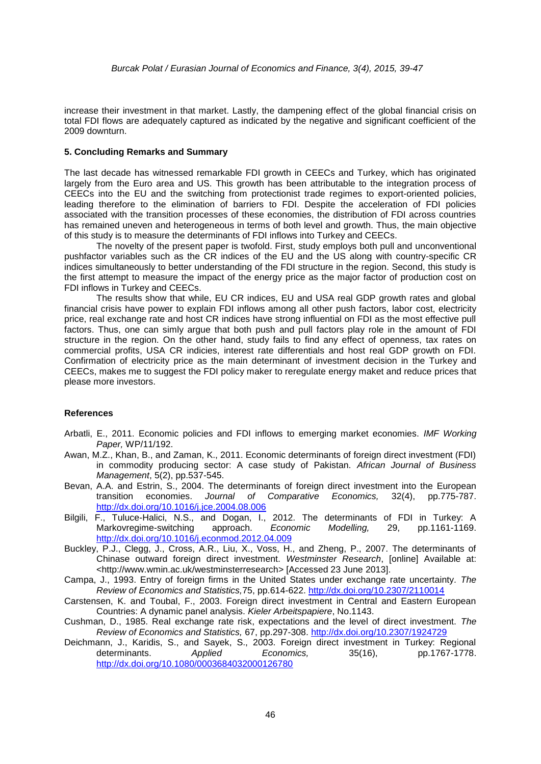increase their investment in that market. Lastly, the dampening effect of the global financial crisis on total FDI flows are adequately captured as indicated by the negative and significant coefficient of the 2009 downturn.

### 5. Concluding Remarks and Summary

The last decade has witnessed remarkable FDI growth in CEECs and Turkey, which has originated largely from the Euro area and US. This growth has been attributable to the integration process of CEECs into the EU and the switching from protectionist trade regimes to export-oriented policies, leading therefore to the elimination of barriers to FDI. Despite the acceleration of FDI policies associated with the transition processes of these economies, the distribution of FDI across countries has remained uneven and heterogeneous in terms of both level and growth. Thus, the main objective of this study is to measure the determinants of FDI inflows into Turkey and CEECs.

The novelty of the present paper is twofold. First, study employs both pull and unconventional pushfactor variables such as the CR indices of the EU and the US along with country-specific CR indices simultaneously to better understanding of the FDI structure in the region. Second, this study is the first attempt to measure the impact of the energy price as the major factor of production cost on FDI inflows in Turkey and CEECs.

The results show that while, EU CR indices, EU and USA real GDP growth rates and global financial crisis have power to explain FDI inflows among all other push factors, labor cost, electricity price, real exchange rate and host CR indices have strong influential on FDI as the most effective pull factors. Thus, one can simly argue that both push and pull factors play role in the amount of FDI structure in the region. On the other hand, study fails to find any effect of openness, tax rates on commercial profits, USA CR indicies, interest rate differentials and host real GDP growth on FDI. Confirmation of electricity price as the main determinant of investment decision in the Turkey and CEECs, makes me to suggest the FDI policy maker to reregulate energy maket and reduce prices that please more investors.

### References

- Arbatli, E., 2011. Economic policies and FDI inflows to emerging market economies. *IMF Working Paper,* WP/11/192.
- Awan, M.Z., Khan, B., and Zaman, K., 2011. Economic determinants of foreign direct investment (FDI) in commodity producing sector: A case study of Pakistan. *African Journal of Business Management*, 5(2), pp.537-545.
- Bevan, A.A. and Estrin, S., 2004. The determinants of foreign direct investment into the European transition economies. *Journal of Comparative Economics,* 32(4), pp.775-787. http://dx.doi.org/10.1016/j.jce.2004.08.006
- Bilgili, F., Tuluce-Halici, N.S., and Dogan, I., 2012. The determinants of FDI in Turkey: A Markovregime-switching approach. *Economic Modelling,* 29, pp.1161-1169. http://dx.doi.org/10.1016/j.econmod.2012.04.009
- Buckley, P.J., Clegg, J., Cross, A.R., Liu, X., Voss, H., and Zheng, P., 2007. The determinants of Chinase outward foreign direct investment. *Westminster Research*, [online] Available at: <http://www.wmin.ac.uk/westminsterresearch> [Accessed 23 June 2013].
- Campa, J., 1993. Entry of foreign firms in the United States under exchange rate uncertainty. *The Review of Economics and Statistics,*75, pp.614-622. http://dx.doi.org/10.2307/2110014
- Carstensen, K. and Toubal, F., 2003. Foreign direct investment in Central and Eastern European Countries: A dynamic panel analysis. *Kieler Arbeitspapiere*, No.1143.
- Cushman, D., 1985. Real exchange rate risk, expectations and the level of direct investment. *The Review of Economics and Statistics,* 67, pp.297-308. http://dx.doi.org/10.2307/1924729
- Deichmann, J., Karidis, S., and Sayek, S., 2003. Foreign direct investment in Turkey: Regional determinants. *Applied Economics,* 35(16), pp.1767-1778. http://dx.doi.org/10.1080/0003684032000126780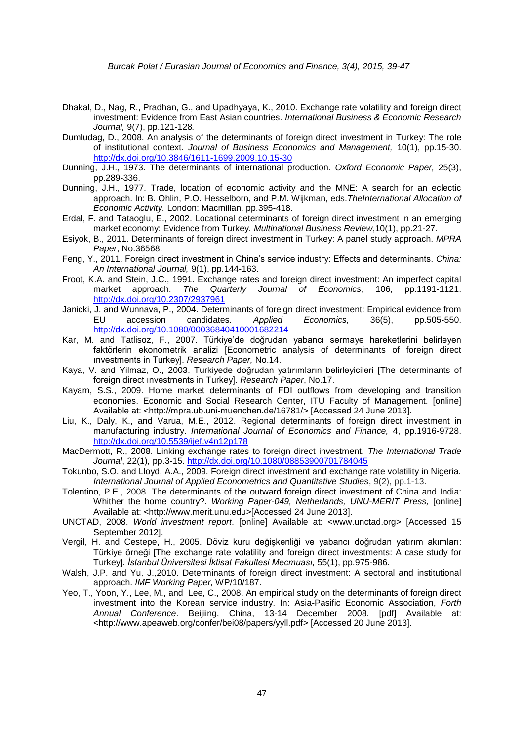- Dhakal, D., Nag, R., Pradhan, G., and Upadhyaya, K., 2010. Exchange rate volatility and foreign direct investment: Evidence from East Asian countries. *International Business & Economic Research Journal,* 9(7), pp.121-128*.*
- Dumludag, D., 2008. An analysis of the determinants of foreign direct investment in Turkey: The role of institutional context. *Journal of Business Economics and Management,* 10(1), pp.15-30. http://dx.doi.org/10.3846/1611-1699.2009.10.15-30
- Dunning, J.H., 1973. The determinants of international production. *Oxford Economic Paper,* 25(3), pp.289-336.
- Dunning, J.H., 1977. Trade, location of economic activity and the MNE: A search for an eclectic approach. In: B. Ohlin, P.O. Hesselborn, and P.M. Wijkman, eds.*TheInternational Allocation of Economic Activity.* London: Macmillan. pp.395-418.
- Erdal, F. and Tataoglu, E., 2002. Locational determinants of foreign direct investment in an emerging market economy: Evidence from Turkey. *Multinational Business Review*,10(1), pp.21-27.
- Esiyok, B., 2011. Determinants of foreign direct investment in Turkey: A panel study approach. *MPRA Paper*, No.36568.
- Feng, Y., 2011. Foreign direct investment in China's service industry: Effects and determinants. *China: An International Journal,* 9(1), pp.144-163.
- Froot, K.A. and Stein, J.C., 1991. Exchange rates and foreign direct investment: An imperfect capital market approach. *The Quarterly Journal of Economics*, 106, pp.1191-1121. http://dx.doi.org/10.2307/2937961
- Janicki, J. and Wunnava, P., 2004. Determinants of foreign direct investment: Empirical evidence from EU accession candidates*. Applied Economics,* 36(5), pp.505-550. http://dx.doi.org/10.1080/00036840410001682214
- Kar, M. and Tatlisoz, F., 2007. Türkiye'de doğrudan yabancı sermaye hareketlerini belirleyen faktörlerin ekonometrik analizi [Econometric analysis of determinants of foreign direct ınvestments in Turkey]. *Research Paper,* No.14.
- Kaya, V. and Yilmaz, O., 2003. Turkiyede doğrudan yatırımların belirleyicileri [The determinants of foreign direct ınvestments in Turkey]. *Research Paper*, No.17.
- Kayam, S.S., 2009. Home market determinants of FDI outflows from developing and transition economies. Economic and Social Research Center, ITU Faculty of Management. [online] Available at: <http://mpra.ub.uni-muenchen.de/16781/> [Accessed 24 June 2013].
- Liu, K., Daly, K., and Varua, M.E., 2012. Regional determinants of foreign direct investment in manufacturing industry. *International Journal of Economics and Finance,* 4, pp.1916-9728. http://dx.doi.org/10.5539/ijef.v4n12p178
- MacDermott, R., 2008. Linking exchange rates to foreign direct investment. *The International Trade Journal*, 22(1)*,* pp.3-15. http://dx.doi.org/10.1080/08853900701784045
- Tokunbo, S.O. and Lloyd, A.A., 2009. Foreign direct investment and exchange rate volatility in Nigeria. *International Journal of Applied Econometrics and Quantitative Studies*, 9(2), pp.1-13.
- Tolentino, P.E., 2008. The determinants of the outward foreign direct investment of China and India: Whither the home country?. *Working Paper-049, Netherlands, UNU-MERIT Press,* [online] Available at: <http://www.merit.unu.edu>[Accessed 24 June 2013].
- UNCTAD, 2008. *World investment report*. [online] Available at: <www.unctad.org> [Accessed 15 September 2012].
- Vergil, H. and Cestepe, H., 2005. Döviz kuru değişkenliği ve yabancı doğrudan yatırım akımları: Türkiye örneği [The exchange rate volatility and foreign direct investments: A case study for Turkey]. *İstanbul Üniversitesi İktisat Fakultesi Mecmuası,* 55(1), pp.975-986.
- Walsh, J.P. and Yu, J.,2010. Determinants of foreign direct investment: A sectoral and institutional approach. *IMF Working Paper,* WP/10/187.
- Yeo, T., Yoon, Y., Lee, M., and Lee, C., 2008. An empirical study on the determinants of foreign direct investment into the Korean service industry. In: Asia-Pasific Economic Association, *Forth Annual Conference*. Beijiing, China, 13-14 December 2008. [pdf] Available at: <http://www.apeaweb.org/confer/bei08/papers/yyll.pdf> [Accessed 20 June 2013].